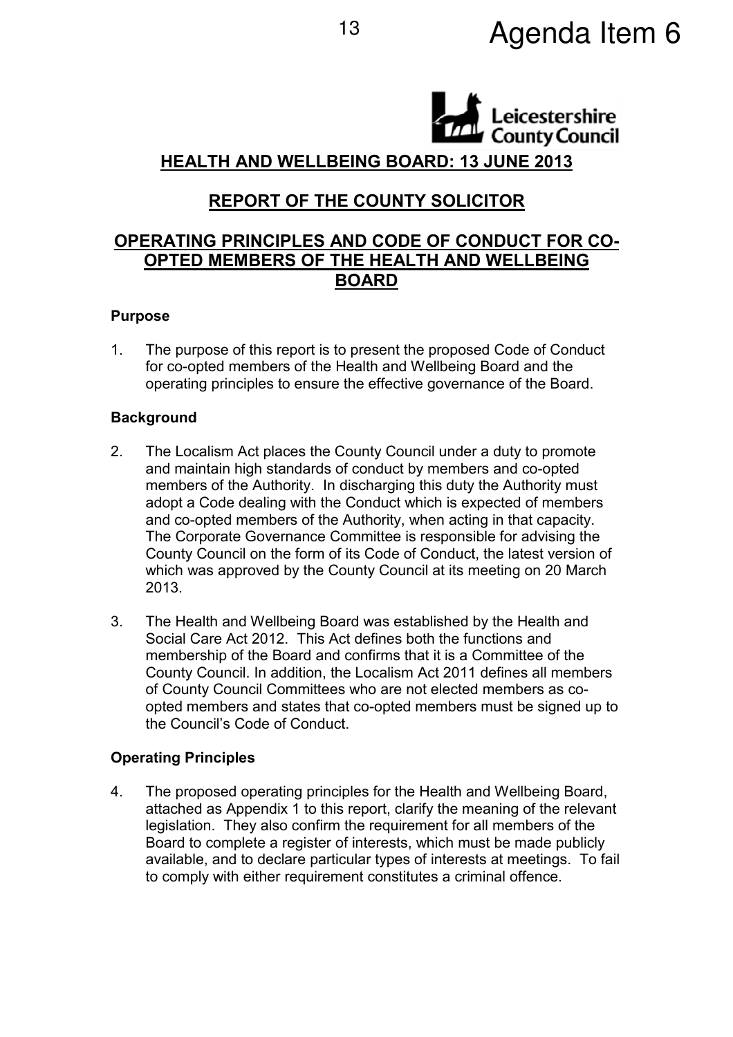Agenda Item 6

Leicestershire County Council

# HEALTH AND WELLBEING BOARD: 13 JUNE 2013

## REPORT OF THE COUNTY SOLICITOR

## OPERATING PRINCIPLES AND CODE OF CONDUCT FOR CO-OPTED MEMBERS OF THE HEALTH AND WELLBEING BOARD

### Purpose

1. The purpose of this report is to present the proposed Code of Conduct for co-opted members of the Health and Wellbeing Board and the operating principles to ensure the effective governance of the Board.

### Background

2. The Localism Act places the County Council under a duty to promote and maintain high standards of conduct by members and co-opted members of the Authority. In discharging this duty the Authority must adopt a Code dealing with the Conduct which is expected of members and co-opted members of the Authority, when acting in that capacity. The Corporate Governance Committee is responsible for advising the County Council on the form of its Code of Conduct, the latest version of which was approved by the County Council at its meeting on 20 March 2013.

3. The Health and Wellbeing Board was established by the Health and Social Care Act 2012. This Act defines both the functions and membership of the Board and confirms that it is a Committee of the County Council. In addition, the Localism Act 2011 defines all members of County Council Committees who are not elected members as co-opted members and states that co-opted members must be signed up to the Council's Code of Conduct.

### Operating Principles

4. The proposed operating principles for the Health and Wellbeing Board, attached as Appendix 1 to this report, clarify the meaning of the relevant legislation. They also confirm the requirement for all members of the Board to complete a register of interests, which must be made publicly available, and to declare particular types of interests at meetings. To fail to comply with either requirement constitutes a criminal offence.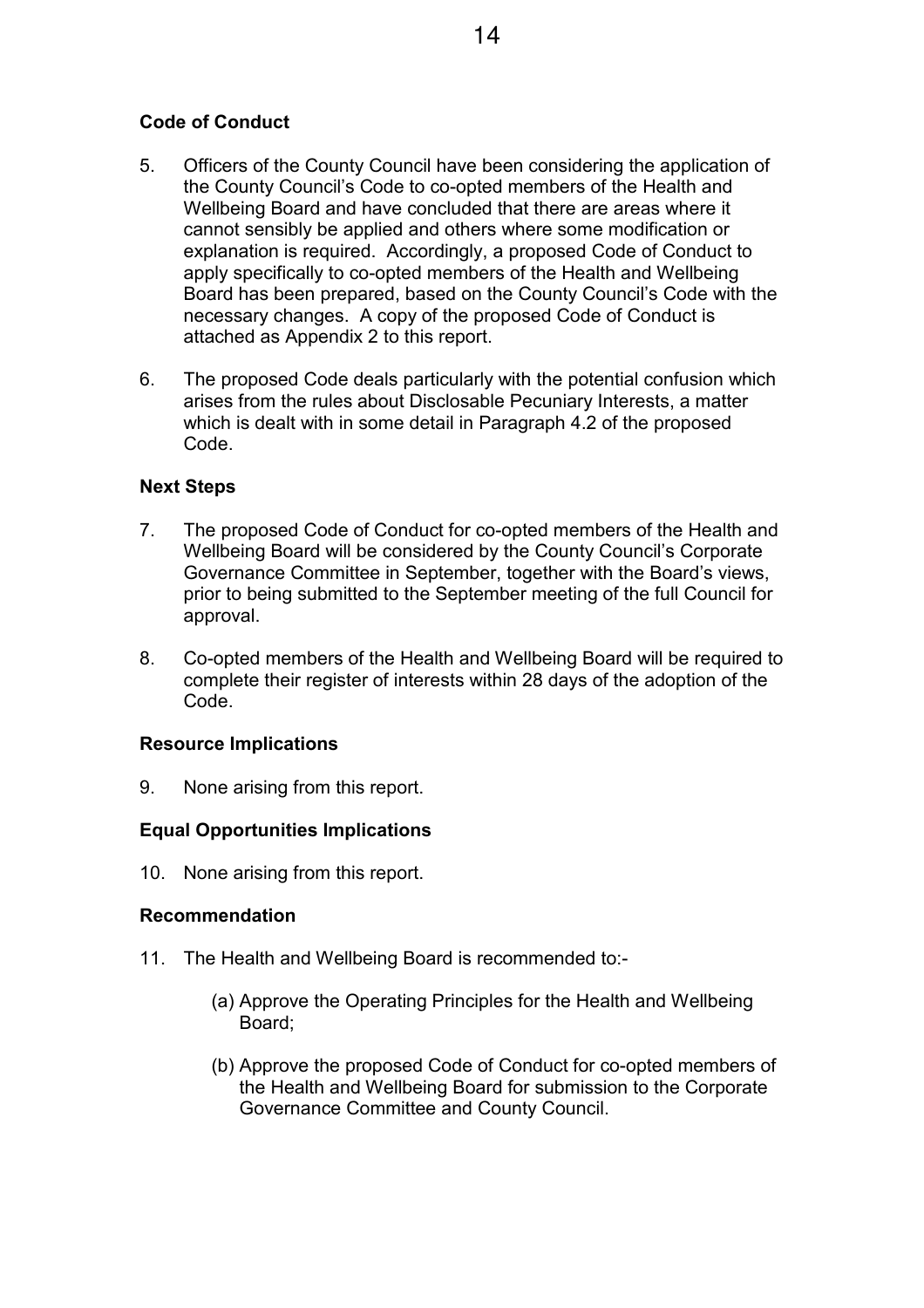**Code of Conduct**

5. Officers of the County Council have been considering the application of the County Council's Code to co-opted members of the Health and Wellbeing Board and have concluded that there are areas where it cannot sensibly be applied and others where some modification or explanation is required. Accordingly, a proposed Code of Conduct to apply specifically to co-opted members of the Health and Wellbeing Board has been prepared, based on the County Council's Code with the necessary changes. A copy of the proposed Code of Conduct is attached as Appendix 2 to this report.

6. The proposed Code deals particularly with the potential confusion which arises from the rules about Disclosable Pecuniary Interests, a matter which is dealt with in some detail in Paragraph 4.2 of the proposed Code.

**Next Steps**

7. The proposed Code of Conduct for co-opted members of the Health and Wellbeing Board will be considered by the County Council's Corporate Governance Committee in September, together with the Board's views, prior to being submitted to the September meeting of the full Council for approval.

8. Co-opted members of the Health and Wellbeing Board will be required to complete their register of interests within 28 days of the adoption of the Code.

**Resource Implications**

9. None arising from this report.

**Equal Opportunities Implications**

10. None arising from this report.

**Recommendation**

11. The Health and Wellbeing Board is recommended to:-

    (a) Approve the Operating Principles for the Health and Wellbeing Board;

    (b) Approve the proposed Code of Conduct for co-opted members of the Health and Wellbeing Board for submission to the Corporate Governance Committee and County Council.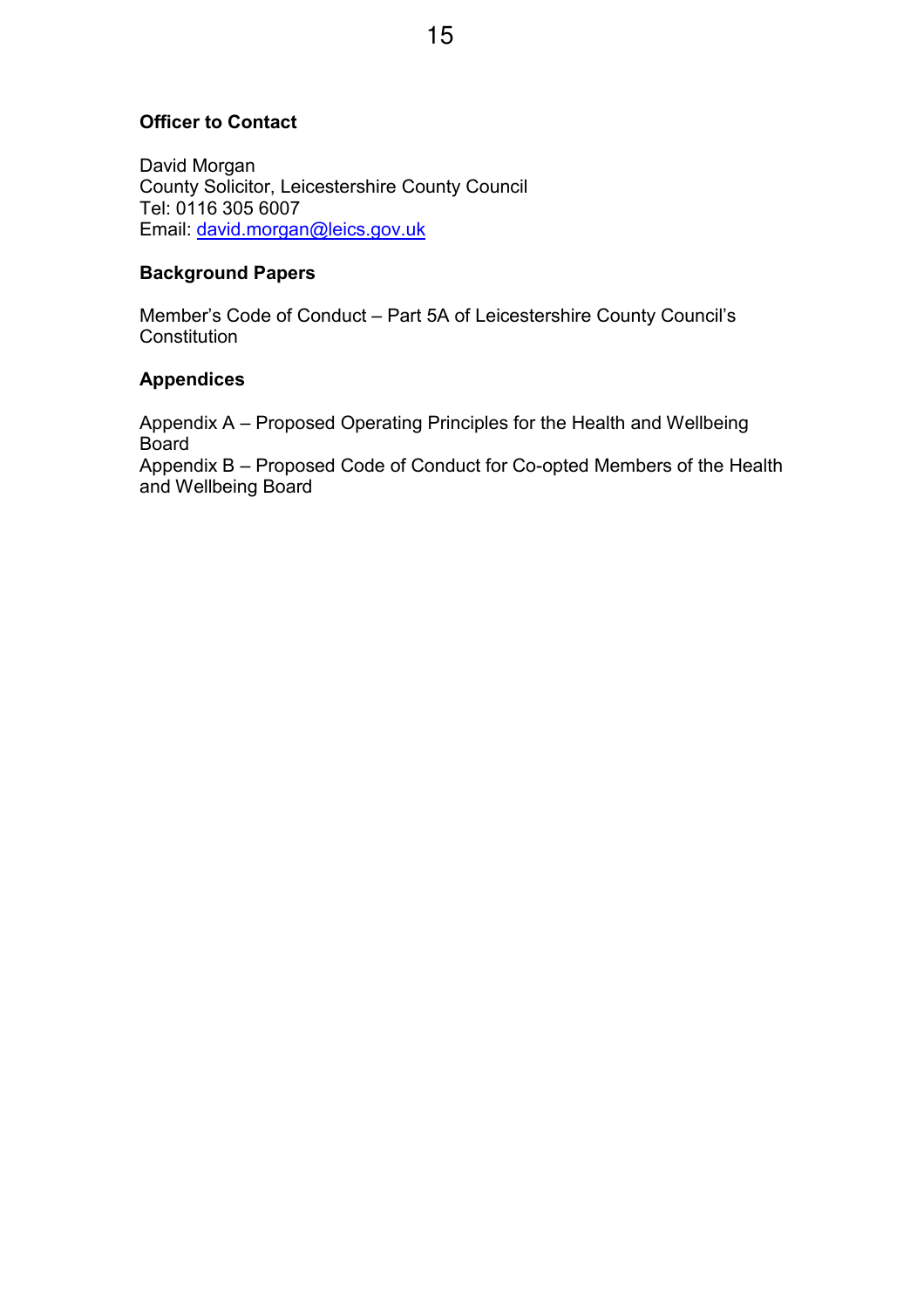**Officer to Contact**

David Morgan
County Solicitor, Leicestershire County Council
Tel: 0116 305 6007
Email: david.morgan@leics.gov.uk

**Background Papers**

Member's Code of Conduct – Part 5A of Leicestershire County Council's Constitution

**Appendices**

Appendix A – Proposed Operating Principles for the Health and Wellbeing Board
Appendix B – Proposed Code of Conduct for Co-opted Members of the Health and Wellbeing Board